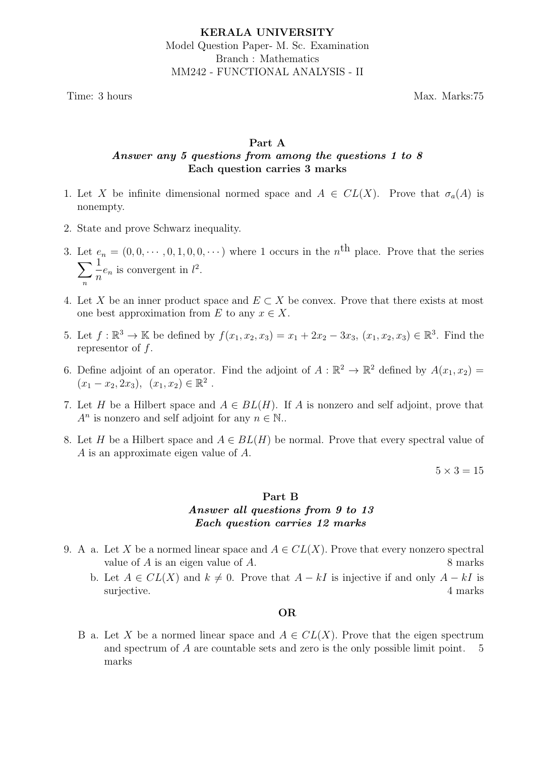**KERALA UNIVERSITY**

Model Question Paper- M. Sc. Examination

Branch : Mathematics

MM242 - FUNCTIONAL ANALYSIS - II

Time: 3 hours | Max. Marks:75

## Part A

***Answer any 5 questions from among the questions 1 to 8***

**Each question carries 3 marks**

1. Let $X$ be infinite dimensional normed space and $A \in CL(X)$. Prove that $\sigma_a(A)$ is nonempty.

2. State and prove Schwarz inequality.

3. Let $e_n = (0, 0, \cdots, 0, 1, 0, 0, \cdots)$ where 1 occurs in the $n^{\text{th}}$ place. Prove that the series $\sum_n \frac{1}{n} e_n$ is convergent in $l^2$.

4. Let $X$ be an inner product space and $E \subset X$ be convex. Prove that there exists at most one best approximation from $E$ to any $x \in X$.

5. Let $f : \mathbb{R}^3 \to \mathbb{K}$ be defined by $f(x_1, x_2, x_3) = x_1 + 2x_2 - 3x_3$, $(x_1, x_2, x_3) \in \mathbb{R}^3$. Find the representor of $f$.

6. Define adjoint of an operator. Find the adjoint of $A : \mathbb{R}^2 \to \mathbb{R}^2$ defined by $A(x_1, x_2) = (x_1 - x_2, 2x_3)$, $(x_1, x_2) \in \mathbb{R}^2$ .

7. Let $H$ be a Hilbert space and $A \in BL(H)$. If $A$ is nonzero and self adjoint, prove that $A^n$ is nonzero and self adjoint for any $n \in \mathbb{N}$..

8. Let $H$ be a Hilbert space and $A \in BL(H)$ be normal. Prove that every spectral value of $A$ is an approximate eigen value of $A$.

$5 \times 3 = 15$

## Part B

***Answer all questions from 9 to 13***

***Each question carries 12 marks***

9. A a. Let $X$ be a normed linear space and $A \in CL(X)$. Prove that every nonzero spectral value of $A$ is an eigen value of $A$. 8 marks

   b. Let $A \in CL(X)$ and $k \neq 0$. Prove that $A - kI$ is injective if and only $A - kI$ is surjective. 4 marks

**OR**

B a. Let $X$ be a normed linear space and $A \in CL(X)$. Prove that the eigen spectrum and spectrum of $A$ are countable sets and zero is the only possible limit point. 5 marks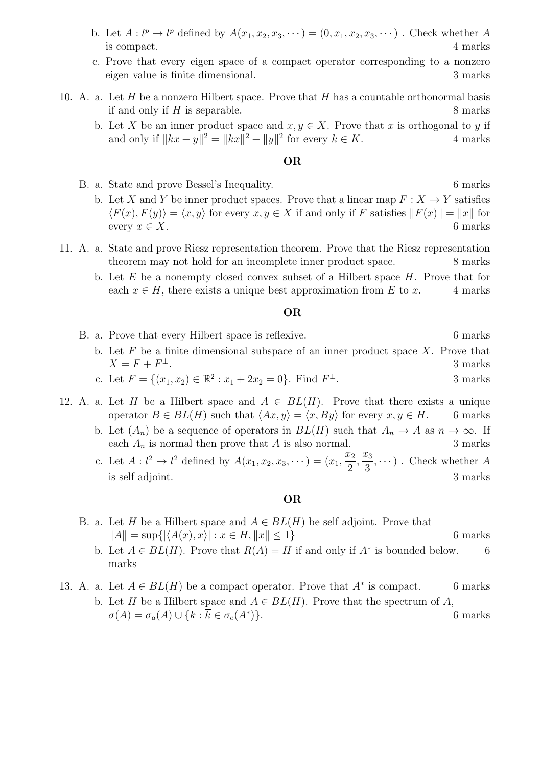b. Let $A : l^p \to l^p$ defined by $A(x_1, x_2, x_3, \cdots) = (0, x_1, x_2, x_3, \cdots)$ . Check whether $A$ is compact. 4 marks

c. Prove that every eigen space of a compact operator corresponding to a nonzero eigen value is finite dimensional. 3 marks

10. A. a. Let $H$ be a nonzero Hilbert space. Prove that $H$ has a countable orthonormal basis if and only if $H$ is separable. 8 marks

b. Let $X$ be an inner product space and $x, y \in X$. Prove that $x$ is orthogonal to $y$ if and only if $\|kx + y\|^2 = \|kx\|^2 + \|y\|^2$ for every $k \in K$. 4 marks

**OR**

B. a. State and prove Bessel's Inequality. 6 marks

b. Let $X$ and $Y$ be inner product spaces. Prove that a linear map $F : X \to Y$ satisfies $\langle F(x), F(y)\rangle = \langle x, y\rangle$ for every $x, y \in X$ if and only if $F$ satisfies $\|F(x)\| = \|x\|$ for every $x \in X$. 6 marks

11. A. a. State and prove Riesz representation theorem. Prove that the Riesz representation theorem may not hold for an incomplete inner product space. 8 marks

b. Let $E$ be a nonempty closed convex subset of a Hilbert space $H$. Prove that for each $x \in H$, there exists a unique best approximation from $E$ to $x$. 4 marks

**OR**

B. a. Prove that every Hilbert space is reflexive. 6 marks

b. Let $F$ be a finite dimensional subspace of an inner product space $X$. Prove that $X = F + F^{\perp}$. 3 marks

c. Let $F = \{(x_1, x_2) \in \mathbb{R}^2 : x_1 + 2x_2 = 0\}$. Find $F^{\perp}$. 3 marks

12. A. a. Let $H$ be a Hilbert space and $A \in BL(H)$. Prove that there exists a unique operator $B \in BL(H)$ such that $\langle Ax, y\rangle = \langle x, By\rangle$ for every $x, y \in H$. 6 marks

b. Let $(A_n)$ be a sequence of operators in $BL(H)$ such that $A_n \to A$ as $n \to \infty$. If each $A_n$ is normal then prove that $A$ is also normal. 3 marks

c. Let $A : l^2 \to l^2$ defined by $A(x_1, x_2, x_3, \cdots) = (x_1, \frac{x_2}{2}, \frac{x_3}{3}, \cdots)$ . Check whether $A$ is self adjoint. 3 marks

**OR**

B. a. Let $H$ be a Hilbert space and $A \in BL(H)$ be self adjoint. Prove that $\|A\| = \sup\{|\langle A(x), x\rangle| : x \in H, \|x\| \leq 1\}$ 6 marks

b. Let $A \in BL(H)$. Prove that $R(A) = H$ if and only if $A^*$ is bounded below. 6 marks

13. A. a. Let $A \in BL(H)$ be a compact operator. Prove that $A^*$ is compact. 6 marks

b. Let $H$ be a Hilbert space and $A \in BL(H)$. Prove that the spectrum of $A$, $\sigma(A) = \sigma_a(A) \cup \{k : \overline{k} \in \sigma_e(A^*)\}$. 6 marks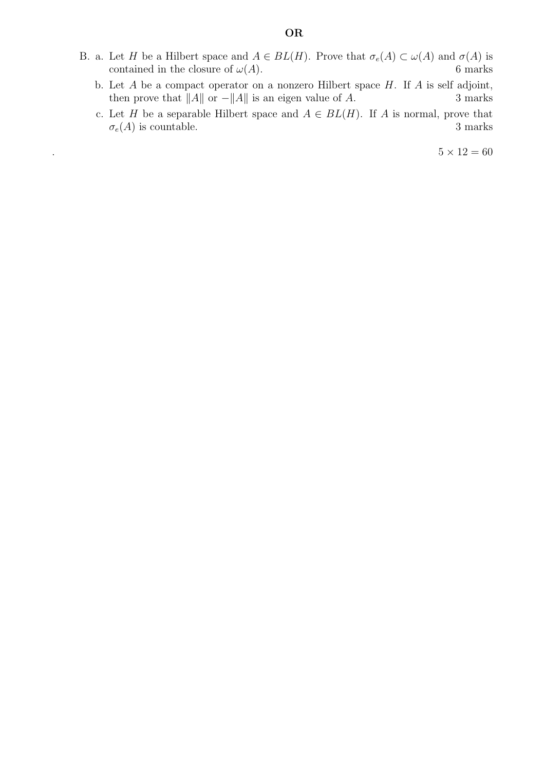**OR**

B. a. Let $H$ be a Hilbert space and $A \in BL(H)$. Prove that $\sigma_e(A) \subset \omega(A)$ and $\sigma(A)$ is contained in the closure of $\omega(A)$. 6 marks

b. Let $A$ be a compact operator on a nonzero Hilbert space $H$. If $A$ is self adjoint, then prove that $\|A\|$ or $-\|A\|$ is an eigen value of $A$. 3 marks

c. Let $H$ be a separable Hilbert space and $A \in BL(H)$. If $A$ is normal, prove that $\sigma_e(A)$ is countable. 3 marks

. $5 \times 12 = 60$